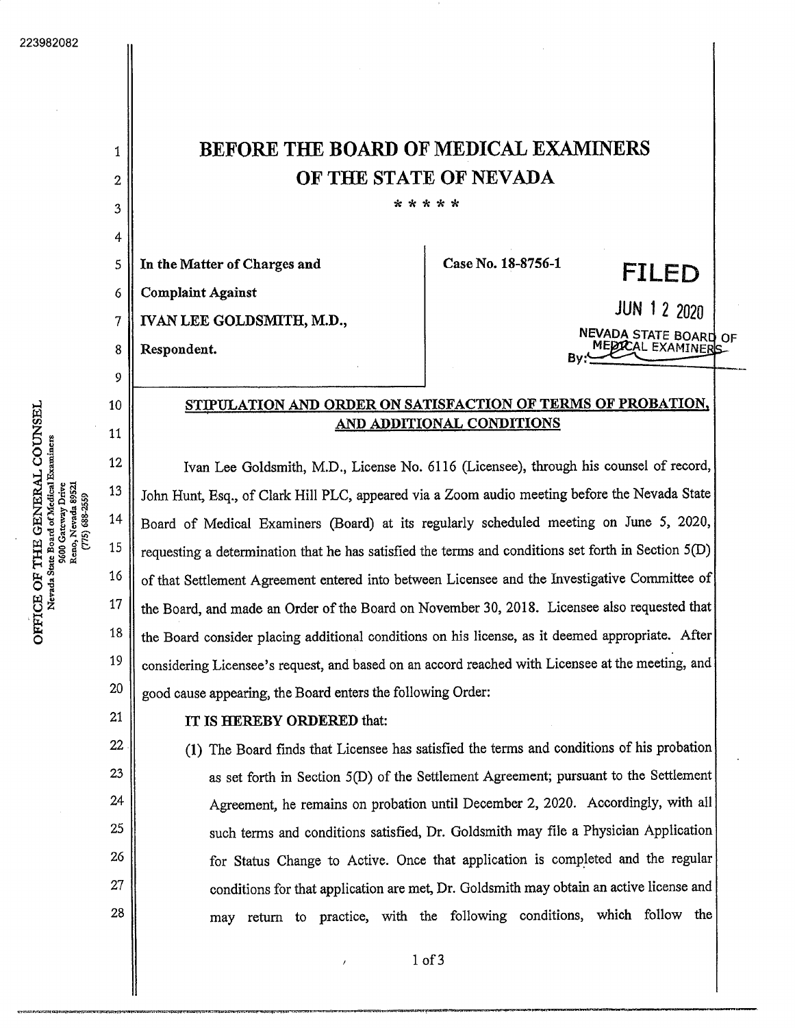# BEFORE THE BOARD OF MEDICAL EXAMINERS
# OF THE STATE OF NEVADA

\* \* \* \* \*

| | |
|---|---|
| In the Matter of Charges and Complaint Against IVAN LEE GOLDSMITH, M.D., Respondent. | Case No. 18-8756-1 |

**FILED**

JUN 12 2020

NEVADA STATE BOARD OF MEDICAL EXAMINERS

By: ____________

## STIPULATION AND ORDER ON SATISFACTION OF TERMS OF PROBATION, AND ADDITIONAL CONDITIONS

Ivan Lee Goldsmith, M.D., License No. 6116 (Licensee), through his counsel of record, John Hunt, Esq., of Clark Hill PLC, appeared via a Zoom audio meeting before the Nevada State Board of Medical Examiners (Board) at its regularly scheduled meeting on June 5, 2020, requesting a determination that he has satisfied the terms and conditions set forth in Section 5(D) of that Settlement Agreement entered into between Licensee and the Investigative Committee of the Board, and made an Order of the Board on November 30, 2018. Licensee also requested that the Board consider placing additional conditions on his license, as it deemed appropriate. After considering Licensee's request, and based on an accord reached with Licensee at the meeting, and good cause appearing, the Board enters the following Order:

**IT IS HEREBY ORDERED** that:

(1) The Board finds that Licensee has satisfied the terms and conditions of his probation as set forth in Section 5(D) of the Settlement Agreement; pursuant to the Settlement Agreement, he remains on probation until December 2, 2020. Accordingly, with all such terms and conditions satisfied, Dr. Goldsmith may file a Physician Application for Status Change to Active. Once that application is completed and the regular conditions for that application are met, Dr. Goldsmith may obtain an active license and may return to practice, with the following conditions, which follow the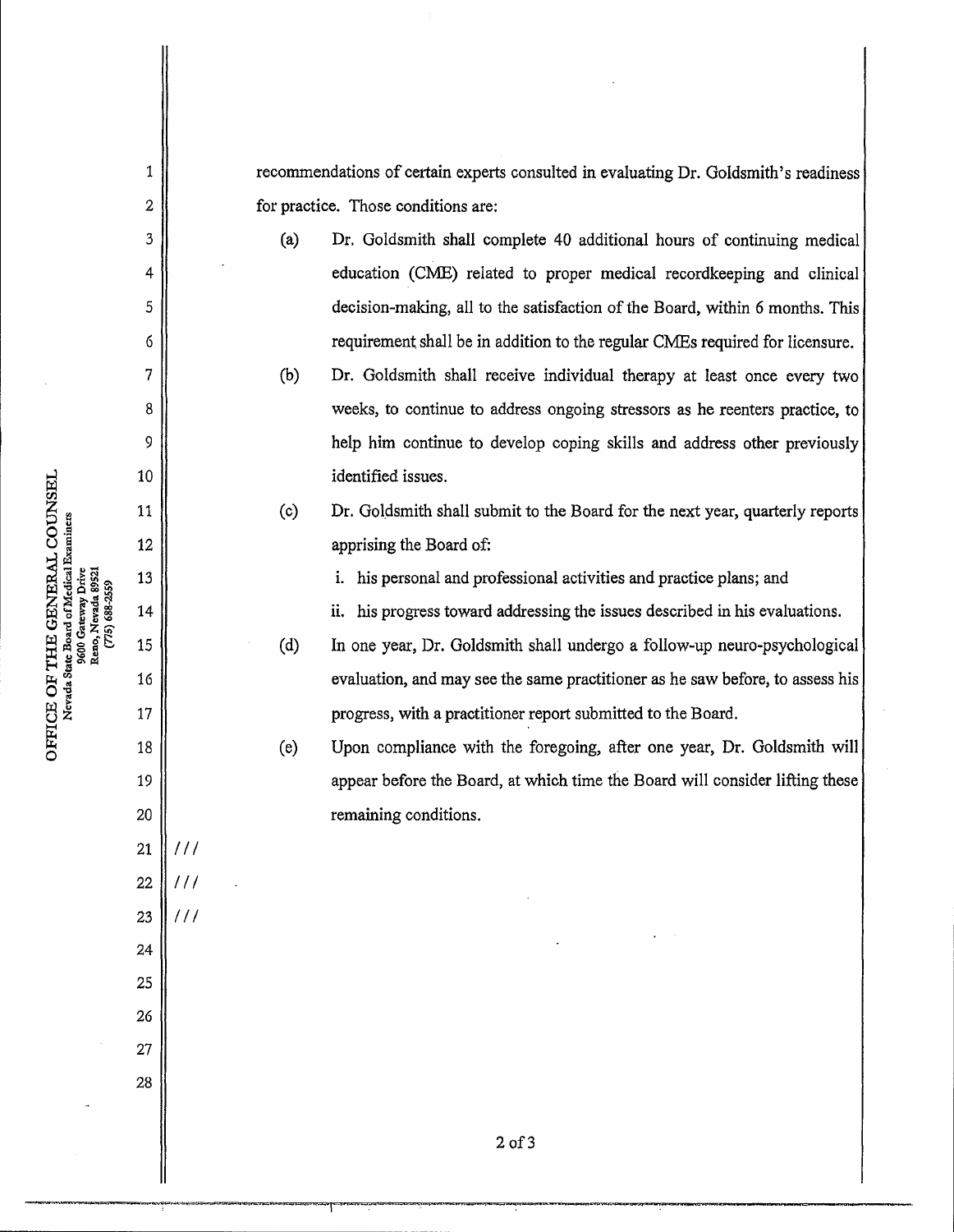recommendations of certain experts consulted in evaluating Dr. Goldsmith's readiness for practice. Those conditions are:

(a) Dr. Goldsmith shall complete 40 additional hours of continuing medical education (CME) related to proper medical recordkeeping and clinical decision-making, all to the satisfaction of the Board, within 6 months. This requirement shall be in addition to the regular CMEs required for licensure.

(b) Dr. Goldsmith shall receive individual therapy at least once every two weeks, to continue to address ongoing stressors as he reenters practice, to help him continue to develop coping skills and address other previously identified issues.

(c) Dr. Goldsmith shall submit to the Board for the next year, quarterly reports apprising the Board of:

i. his personal and professional activities and practice plans; and

ii. his progress toward addressing the issues described in his evaluations.

(d) In one year, Dr. Goldsmith shall undergo a follow-up neuro-psychological evaluation, and may see the same practitioner as he saw before, to assess his progress, with a practitioner report submitted to the Board.

(e) Upon compliance with the foregoing, after one year, Dr. Goldsmith will appear before the Board, at which time the Board will consider lifting these remaining conditions.

///

///

///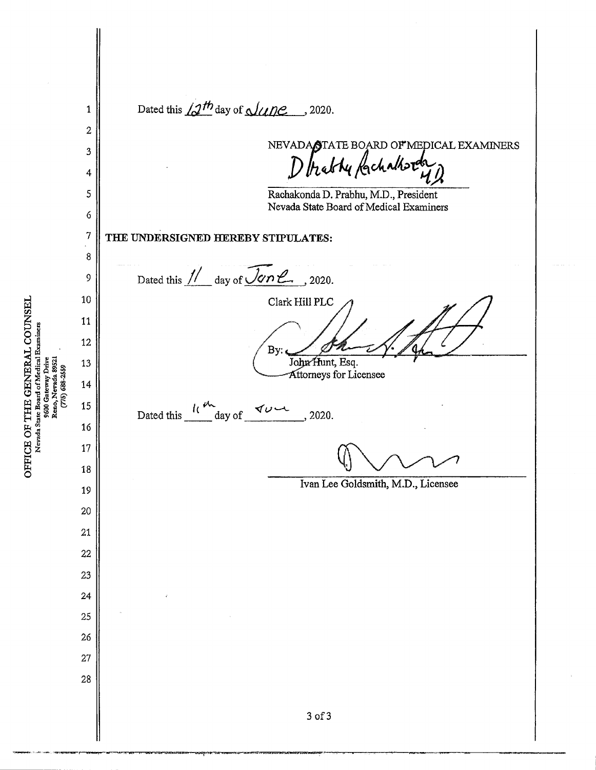Dated this 12th day of June, 2020.

NEVADA STATE BOARD OF MEDICAL EXAMINERS

Rachakonda D. Prabhu, M.D., President
Nevada State Board of Medical Examiners

**THE UNDERSIGNED HEREBY STIPULATES:**

Dated this 11 day of June, 2020.

Clark Hill PLC

By: John Hunt, Esq.
Attorneys for Licensee

Dated this 11th day of June, 2020.

Ivan Lee Goldsmith, M.D., Licensee

OFFICE OF THE GENERAL COUNSEL
Nevada State Board of Medical Examiners
9600 Gateway Drive
Reno, Nevada 89521
(775) 688-2559